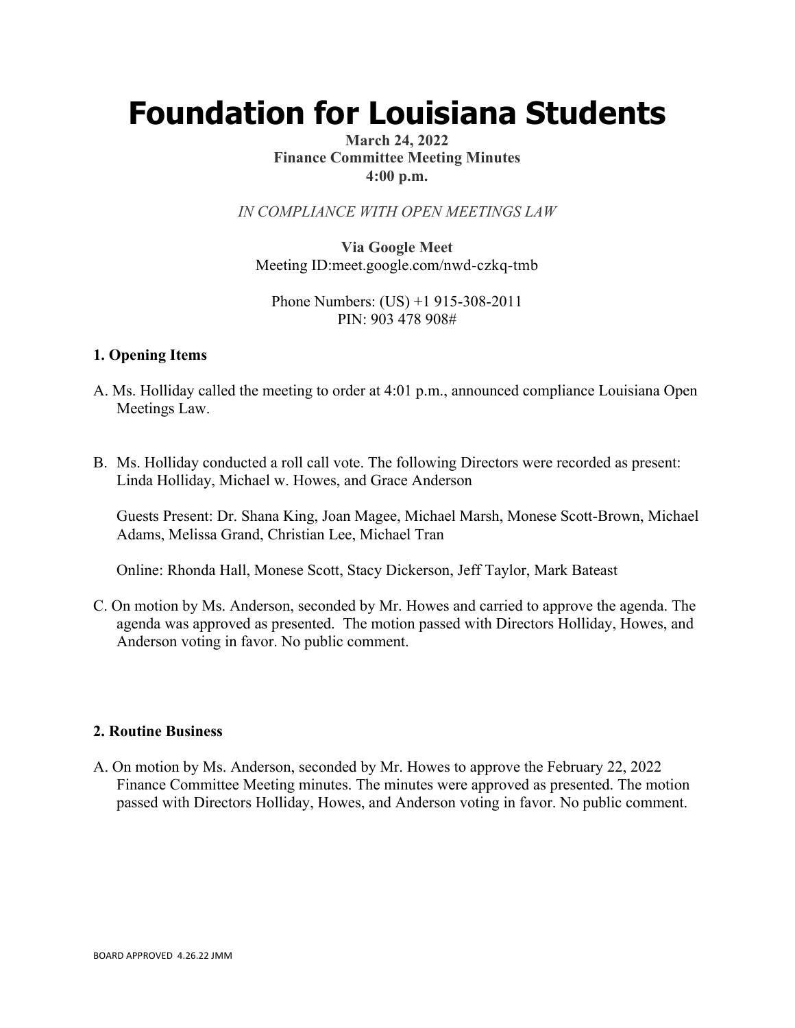# Foundation for Louisiana Students

**March 24, 2022**
**Finance Committee Meeting Minutes**
**4:00 p.m.**

*IN COMPLIANCE WITH OPEN MEETINGS LAW*

**Via Google Meet**
Meeting ID:meet.google.com/nwd-czkq-tmb

Phone Numbers: (US) +1 915-308-2011
PIN: 903 478 908#

## 1. Opening Items

A. Ms. Holliday called the meeting to order at 4:01 p.m., announced compliance Louisiana Open Meetings Law.

B. Ms. Holliday conducted a roll call vote. The following Directors were recorded as present: Linda Holliday, Michael w. Howes, and Grace Anderson

Guests Present: Dr. Shana King, Joan Magee, Michael Marsh, Monese Scott-Brown, Michael Adams, Melissa Grand, Christian Lee, Michael Tran

Online: Rhonda Hall, Monese Scott, Stacy Dickerson, Jeff Taylor, Mark Bateast

C. On motion by Ms. Anderson, seconded by Mr. Howes and carried to approve the agenda. The agenda was approved as presented. The motion passed with Directors Holliday, Howes, and Anderson voting in favor. No public comment.

## 2. Routine Business

A. On motion by Ms. Anderson, seconded by Mr. Howes to approve the February 22, 2022 Finance Committee Meeting minutes. The minutes were approved as presented. The motion passed with Directors Holliday, Howes, and Anderson voting in favor. No public comment.

BOARD APPROVED 4.26.22 JMM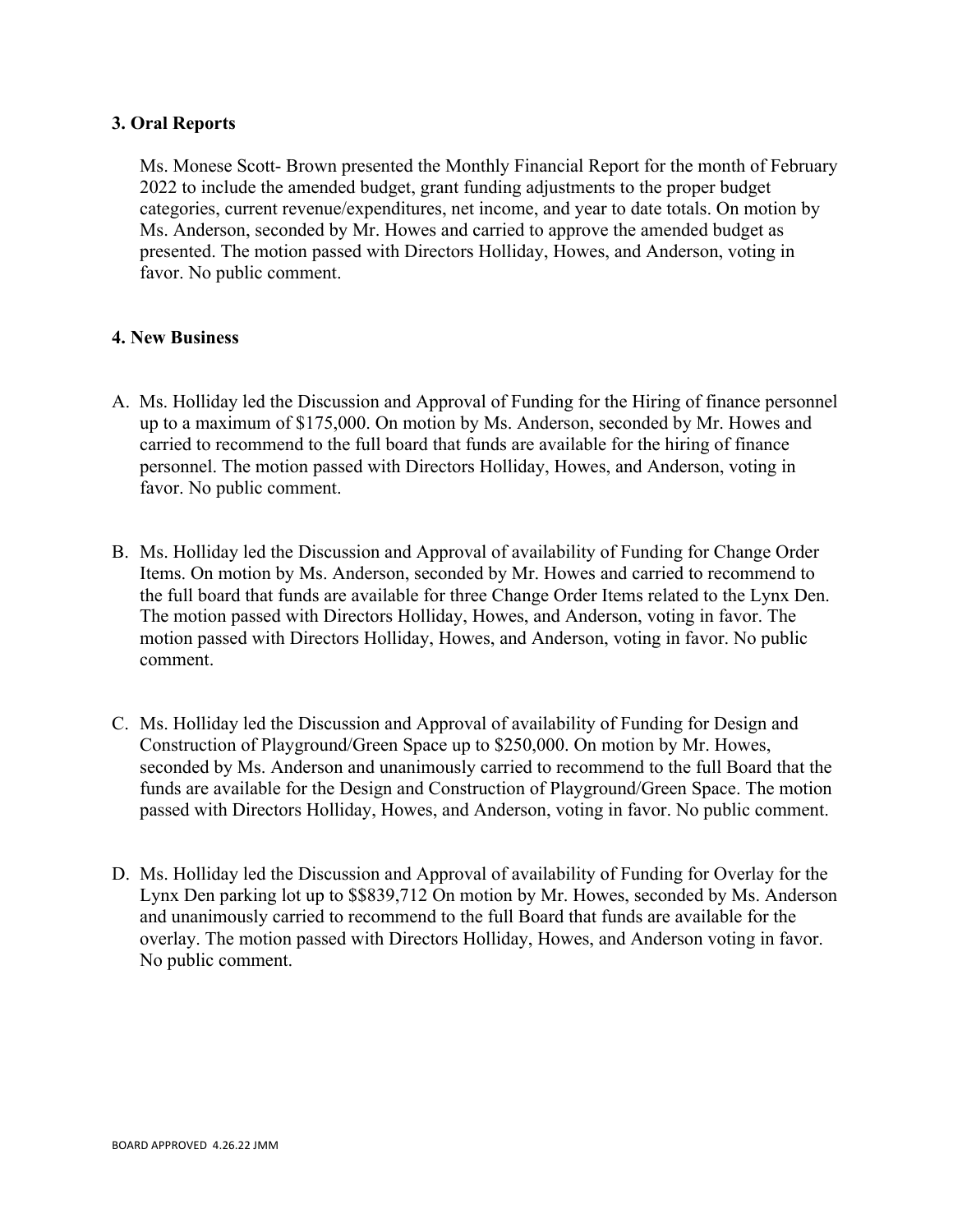### 3. Oral Reports

Ms. Monese Scott- Brown presented the Monthly Financial Report for the month of February 2022 to include the amended budget, grant funding adjustments to the proper budget categories, current revenue/expenditures, net income, and year to date totals. On motion by Ms. Anderson, seconded by Mr. Howes and carried to approve the amended budget as presented. The motion passed with Directors Holliday, Howes, and Anderson, voting in favor. No public comment.

### 4. New Business

A. Ms. Holliday led the Discussion and Approval of Funding for the Hiring of finance personnel up to a maximum of $175,000. On motion by Ms. Anderson, seconded by Mr. Howes and carried to recommend to the full board that funds are available for the hiring of finance personnel. The motion passed with Directors Holliday, Howes, and Anderson, voting in favor. No public comment.

B. Ms. Holliday led the Discussion and Approval of availability of Funding for Change Order Items. On motion by Ms. Anderson, seconded by Mr. Howes and carried to recommend to the full board that funds are available for three Change Order Items related to the Lynx Den. The motion passed with Directors Holliday, Howes, and Anderson, voting in favor. The motion passed with Directors Holliday, Howes, and Anderson, voting in favor. No public comment.

C. Ms. Holliday led the Discussion and Approval of availability of Funding for Design and Construction of Playground/Green Space up to $250,000. On motion by Mr. Howes, seconded by Ms. Anderson and unanimously carried to recommend to the full Board that the funds are available for the Design and Construction of Playground/Green Space. The motion passed with Directors Holliday, Howes, and Anderson, voting in favor. No public comment.

D. Ms. Holliday led the Discussion and Approval of availability of Funding for Overlay for the Lynx Den parking lot up to $$839,712 On motion by Mr. Howes, seconded by Ms. Anderson and unanimously carried to recommend to the full Board that funds are available for the overlay. The motion passed with Directors Holliday, Howes, and Anderson voting in favor. No public comment.

BOARD APPROVED 4.26.22 JMM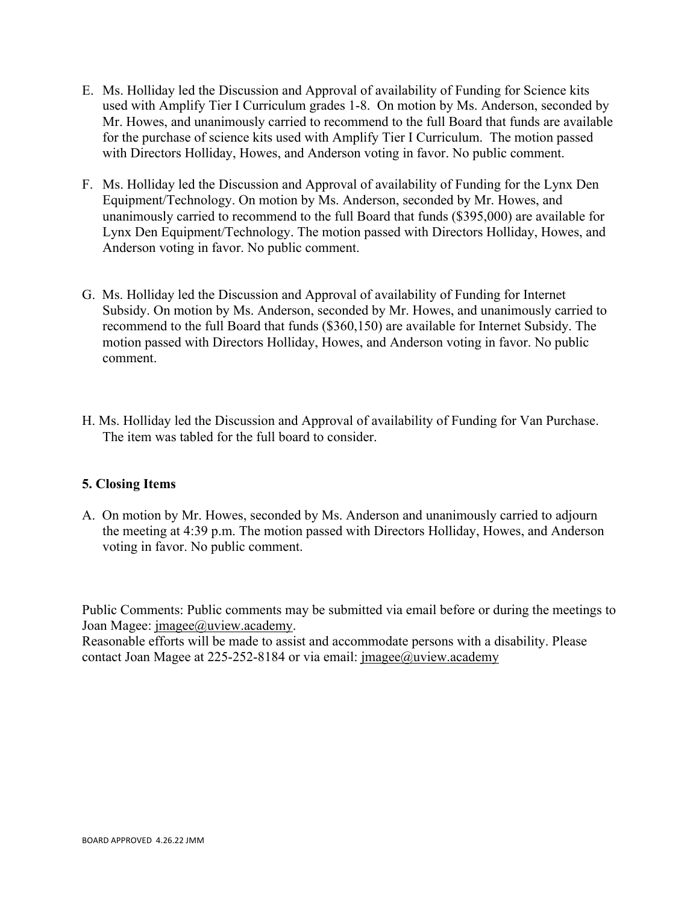E. Ms. Holliday led the Discussion and Approval of availability of Funding for Science kits used with Amplify Tier I Curriculum grades 1-8. On motion by Ms. Anderson, seconded by Mr. Howes, and unanimously carried to recommend to the full Board that funds are available for the purchase of science kits used with Amplify Tier I Curriculum. The motion passed with Directors Holliday, Howes, and Anderson voting in favor. No public comment.

F. Ms. Holliday led the Discussion and Approval of availability of Funding for the Lynx Den Equipment/Technology. On motion by Ms. Anderson, seconded by Mr. Howes, and unanimously carried to recommend to the full Board that funds ($395,000) are available for Lynx Den Equipment/Technology. The motion passed with Directors Holliday, Howes, and Anderson voting in favor. No public comment.

G. Ms. Holliday led the Discussion and Approval of availability of Funding for Internet Subsidy. On motion by Ms. Anderson, seconded by Mr. Howes, and unanimously carried to recommend to the full Board that funds ($360,150) are available for Internet Subsidy. The motion passed with Directors Holliday, Howes, and Anderson voting in favor. No public comment.

H. Ms. Holliday led the Discussion and Approval of availability of Funding for Van Purchase. The item was tabled for the full board to consider.

**5. Closing Items**

A. On motion by Mr. Howes, seconded by Ms. Anderson and unanimously carried to adjourn the meeting at 4:39 p.m. The motion passed with Directors Holliday, Howes, and Anderson voting in favor. No public comment.

Public Comments: Public comments may be submitted via email before or during the meetings to Joan Magee: jmagee@uview.academy.
Reasonable efforts will be made to assist and accommodate persons with a disability. Please contact Joan Magee at 225-252-8184 or via email: jmagee@uview.academy

BOARD APPROVED 4.26.22 JMM